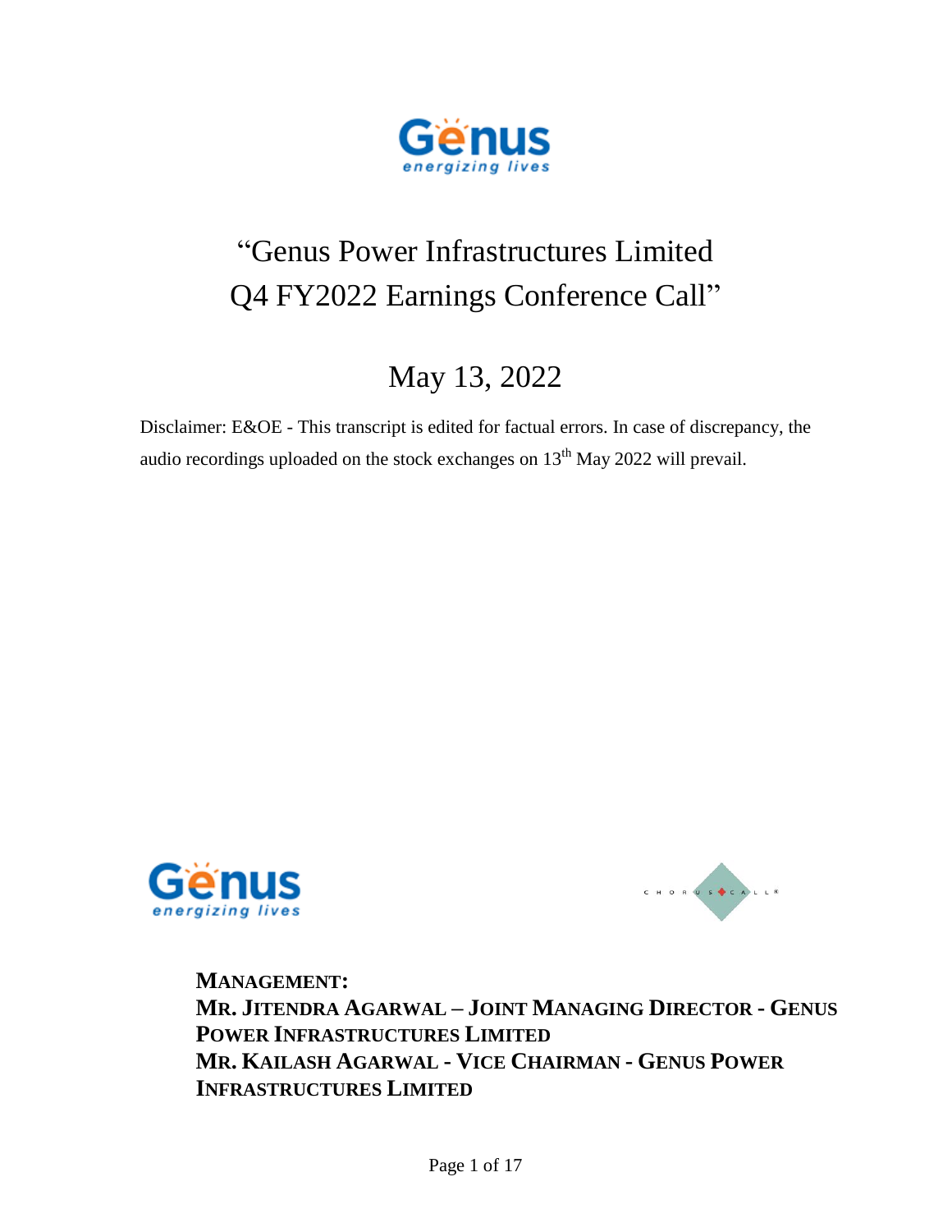# "Genus Power Infrastructures Limited Q4 FY2022 Earnings Conference Call"

## May 13, 2022

Disclaimer: E&OE - This transcript is edited for factual errors. In case of discrepancy, the audio recordings uploaded on the stock exchanges on 13th May 2022 will prevail.

**MANAGEMENT:**
**MR. JITENDRA AGARWAL – JOINT MANAGING DIRECTOR - GENUS POWER INFRASTRUCTURES LIMITED**
**MR. KAILASH AGARWAL - VICE CHAIRMAN - GENUS POWER INFRASTRUCTURES LIMITED**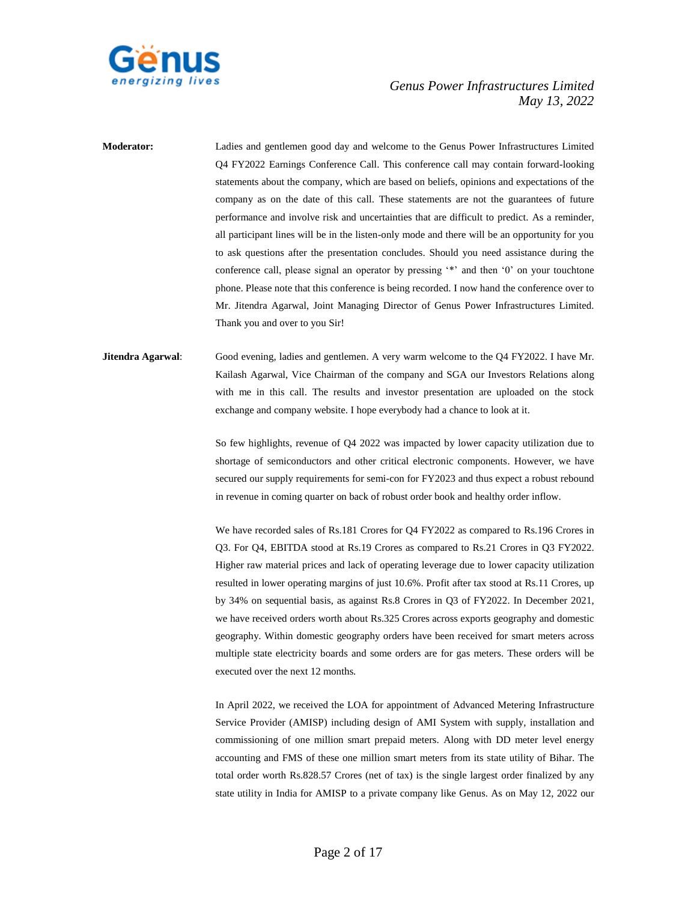**Moderator:** Ladies and gentlemen good day and welcome to the Genus Power Infrastructures Limited Q4 FY2022 Earnings Conference Call. This conference call may contain forward-looking statements about the company, which are based on beliefs, opinions and expectations of the company as on the date of this call. These statements are not the guarantees of future performance and involve risk and uncertainties that are difficult to predict. As a reminder, all participant lines will be in the listen-only mode and there will be an opportunity for you to ask questions after the presentation concludes. Should you need assistance during the conference call, please signal an operator by pressing '*' and then '0' on your touchtone phone. Please note that this conference is being recorded. I now hand the conference over to Mr. Jitendra Agarwal, Joint Managing Director of Genus Power Infrastructures Limited. Thank you and over to you Sir!

**Jitendra Agarwal**: Good evening, ladies and gentlemen. A very warm welcome to the Q4 FY2022. I have Mr. Kailash Agarwal, Vice Chairman of the company and SGA our Investors Relations along with me in this call. The results and investor presentation are uploaded on the stock exchange and company website. I hope everybody had a chance to look at it.

So few highlights, revenue of Q4 2022 was impacted by lower capacity utilization due to shortage of semiconductors and other critical electronic components. However, we have secured our supply requirements for semi-con for FY2023 and thus expect a robust rebound in revenue in coming quarter on back of robust order book and healthy order inflow.

We have recorded sales of Rs.181 Crores for Q4 FY2022 as compared to Rs.196 Crores in Q3. For Q4, EBITDA stood at Rs.19 Crores as compared to Rs.21 Crores in Q3 FY2022. Higher raw material prices and lack of operating leverage due to lower capacity utilization resulted in lower operating margins of just 10.6%. Profit after tax stood at Rs.11 Crores, up by 34% on sequential basis, as against Rs.8 Crores in Q3 of FY2022. In December 2021, we have received orders worth about Rs.325 Crores across exports geography and domestic geography. Within domestic geography orders have been received for smart meters across multiple state electricity boards and some orders are for gas meters. These orders will be executed over the next 12 months.

In April 2022, we received the LOA for appointment of Advanced Metering Infrastructure Service Provider (AMISP) including design of AMI System with supply, installation and commissioning of one million smart prepaid meters. Along with DD meter level energy accounting and FMS of these one million smart meters from its state utility of Bihar. The total order worth Rs.828.57 Crores (net of tax) is the single largest order finalized by any state utility in India for AMISP to a private company like Genus. As on May 12, 2022 our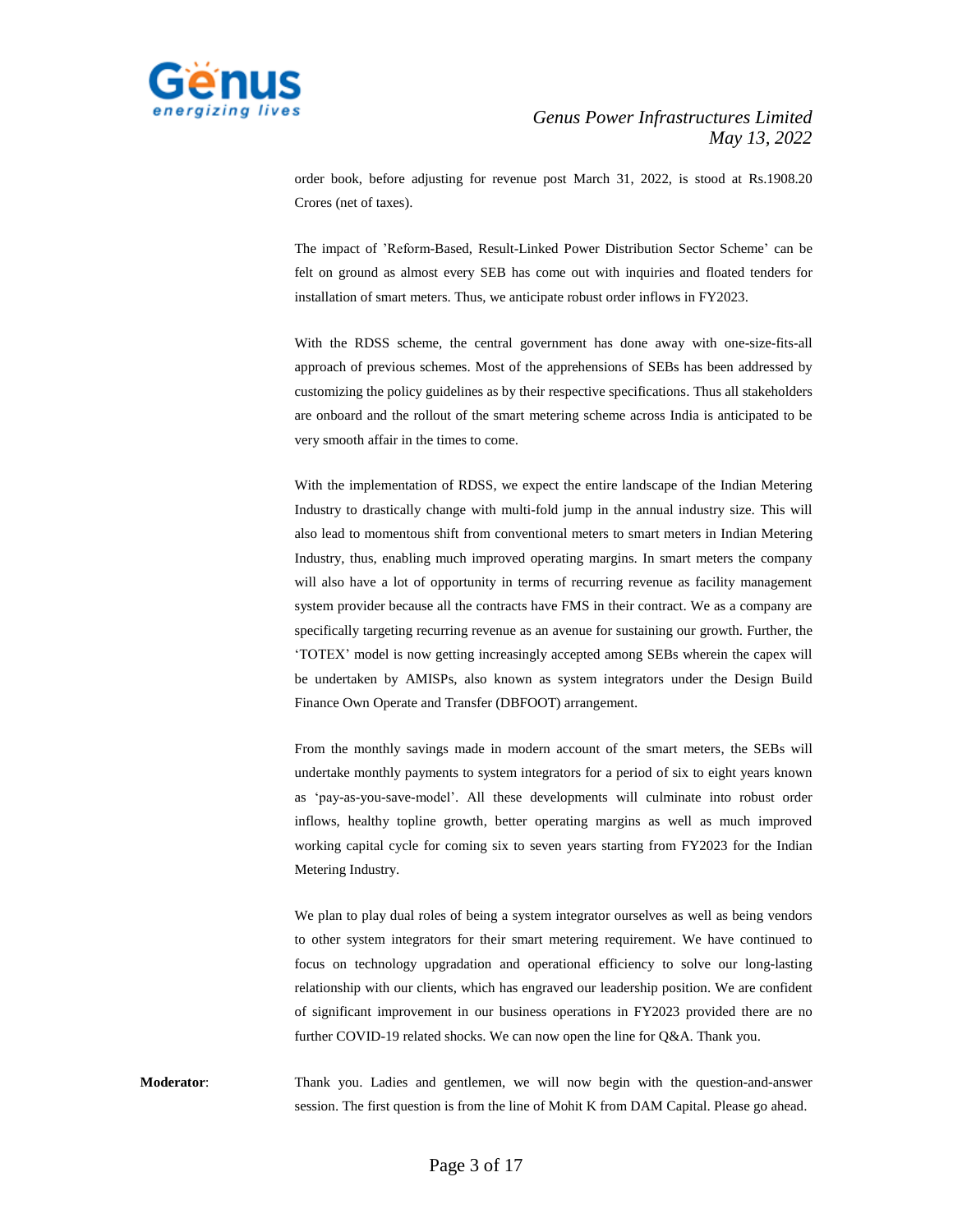order book, before adjusting for revenue post March 31, 2022, is stood at Rs.1908.20 Crores (net of taxes).

The impact of 'Reform-Based, Result-Linked Power Distribution Sector Scheme' can be felt on ground as almost every SEB has come out with inquiries and floated tenders for installation of smart meters. Thus, we anticipate robust order inflows in FY2023.

With the RDSS scheme, the central government has done away with one-size-fits-all approach of previous schemes. Most of the apprehensions of SEBs has been addressed by customizing the policy guidelines as by their respective specifications. Thus all stakeholders are onboard and the rollout of the smart metering scheme across India is anticipated to be very smooth affair in the times to come.

With the implementation of RDSS, we expect the entire landscape of the Indian Metering Industry to drastically change with multi-fold jump in the annual industry size. This will also lead to momentous shift from conventional meters to smart meters in Indian Metering Industry, thus, enabling much improved operating margins. In smart meters the company will also have a lot of opportunity in terms of recurring revenue as facility management system provider because all the contracts have FMS in their contract. We as a company are specifically targeting recurring revenue as an avenue for sustaining our growth. Further, the 'TOTEX' model is now getting increasingly accepted among SEBs wherein the capex will be undertaken by AMISPs, also known as system integrators under the Design Build Finance Own Operate and Transfer (DBFOOT) arrangement.

From the monthly savings made in modern account of the smart meters, the SEBs will undertake monthly payments to system integrators for a period of six to eight years known as 'pay-as-you-save-model'. All these developments will culminate into robust order inflows, healthy topline growth, better operating margins as well as much improved working capital cycle for coming six to seven years starting from FY2023 for the Indian Metering Industry.

We plan to play dual roles of being a system integrator ourselves as well as being vendors to other system integrators for their smart metering requirement. We have continued to focus on technology upgradation and operational efficiency to solve our long-lasting relationship with our clients, which has engraved our leadership position. We are confident of significant improvement in our business operations in FY2023 provided there are no further COVID-19 related shocks. We can now open the line for Q&A. Thank you.

**Moderator**: Thank you. Ladies and gentlemen, we will now begin with the question-and-answer session. The first question is from the line of Mohit K from DAM Capital. Please go ahead.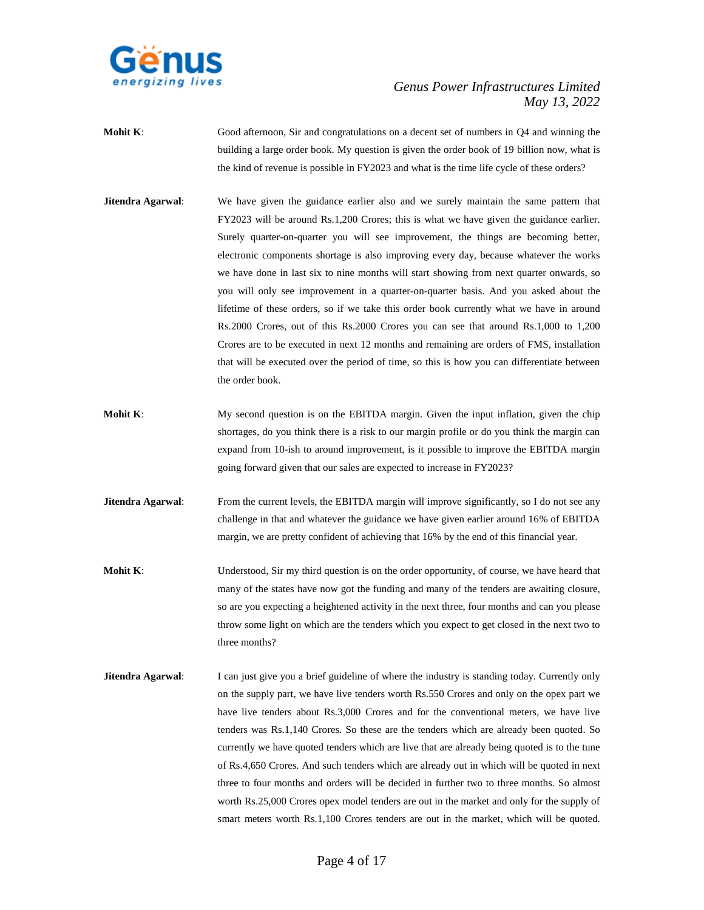**Mohit K**: Good afternoon, Sir and congratulations on a decent set of numbers in Q4 and winning the building a large order book. My question is given the order book of 19 billion now, what is the kind of revenue is possible in FY2023 and what is the time life cycle of these orders?

**Jitendra Agarwal**: We have given the guidance earlier also and we surely maintain the same pattern that FY2023 will be around Rs.1,200 Crores; this is what we have given the guidance earlier. Surely quarter-on-quarter you will see improvement, the things are becoming better, electronic components shortage is also improving every day, because whatever the works we have done in last six to nine months will start showing from next quarter onwards, so you will only see improvement in a quarter-on-quarter basis. And you asked about the lifetime of these orders, so if we take this order book currently what we have in around Rs.2000 Crores, out of this Rs.2000 Crores you can see that around Rs.1,000 to 1,200 Crores are to be executed in next 12 months and remaining are orders of FMS, installation that will be executed over the period of time, so this is how you can differentiate between the order book.

**Mohit K**: My second question is on the EBITDA margin. Given the input inflation, given the chip shortages, do you think there is a risk to our margin profile or do you think the margin can expand from 10-ish to around improvement, is it possible to improve the EBITDA margin going forward given that our sales are expected to increase in FY2023?

**Jitendra Agarwal**: From the current levels, the EBITDA margin will improve significantly, so I do not see any challenge in that and whatever the guidance we have given earlier around 16% of EBITDA margin, we are pretty confident of achieving that 16% by the end of this financial year.

**Mohit K**: Understood, Sir my third question is on the order opportunity, of course, we have heard that many of the states have now got the funding and many of the tenders are awaiting closure, so are you expecting a heightened activity in the next three, four months and can you please throw some light on which are the tenders which you expect to get closed in the next two to three months?

**Jitendra Agarwal**: I can just give you a brief guideline of where the industry is standing today. Currently only on the supply part, we have live tenders worth Rs.550 Crores and only on the opex part we have live tenders about Rs.3,000 Crores and for the conventional meters, we have live tenders was Rs.1,140 Crores. So these are the tenders which are already been quoted. So currently we have quoted tenders which are live that are already being quoted is to the tune of Rs.4,650 Crores. And such tenders which are already out in which will be quoted in next three to four months and orders will be decided in further two to three months. So almost worth Rs.25,000 Crores opex model tenders are out in the market and only for the supply of smart meters worth Rs.1,100 Crores tenders are out in the market, which will be quoted.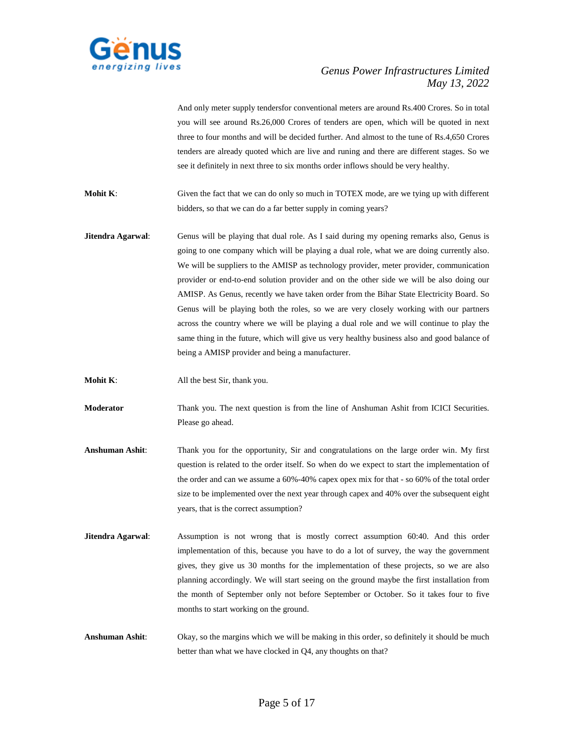And only meter supply tendersfor conventional meters are around Rs.400 Crores. So in total you will see around Rs.26,000 Crores of tenders are open, which will be quoted in next three to four months and will be decided further. And almost to the tune of Rs.4,650 Crores tenders are already quoted which are live and runing and there are different stages. So we see it definitely in next three to six months order inflows should be very healthy.

**Mohit K**: Given the fact that we can do only so much in TOTEX mode, are we tying up with different bidders, so that we can do a far better supply in coming years?

**Jitendra Agarwal**: Genus will be playing that dual role. As I said during my opening remarks also, Genus is going to one company which will be playing a dual role, what we are doing currently also. We will be suppliers to the AMISP as technology provider, meter provider, communication provider or end-to-end solution provider and on the other side we will be also doing our AMISP. As Genus, recently we have taken order from the Bihar State Electricity Board. So Genus will be playing both the roles, so we are very closely working with our partners across the country where we will be playing a dual role and we will continue to play the same thing in the future, which will give us very healthy business also and good balance of being a AMISP provider and being a manufacturer.

**Mohit K**: All the best Sir, thank you.

**Moderator** Thank you. The next question is from the line of Anshuman Ashit from ICICI Securities. Please go ahead.

**Anshuman Ashit**: Thank you for the opportunity, Sir and congratulations on the large order win. My first question is related to the order itself. So when do we expect to start the implementation of the order and can we assume a 60%-40% capex opex mix for that - so 60% of the total order size to be implemented over the next year through capex and 40% over the subsequent eight years, that is the correct assumption?

**Jitendra Agarwal**: Assumption is not wrong that is mostly correct assumption 60:40. And this order implementation of this, because you have to do a lot of survey, the way the government gives, they give us 30 months for the implementation of these projects, so we are also planning accordingly. We will start seeing on the ground maybe the first installation from the month of September only not before September or October. So it takes four to five months to start working on the ground.

**Anshuman Ashit**: Okay, so the margins which we will be making in this order, so definitely it should be much better than what we have clocked in Q4, any thoughts on that?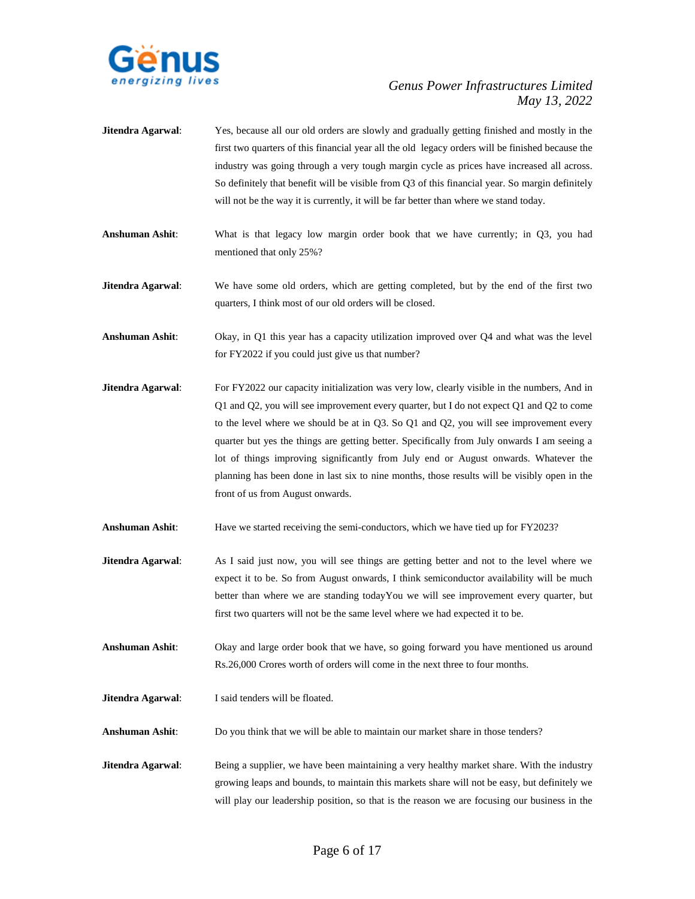**Jitendra Agarwal**: Yes, because all our old orders are slowly and gradually getting finished and mostly in the first two quarters of this financial year all the old legacy orders will be finished because the industry was going through a very tough margin cycle as prices have increased all across. So definitely that benefit will be visible from Q3 of this financial year. So margin definitely will not be the way it is currently, it will be far better than where we stand today.

**Anshuman Ashit**: What is that legacy low margin order book that we have currently; in Q3, you had mentioned that only 25%?

**Jitendra Agarwal**: We have some old orders, which are getting completed, but by the end of the first two quarters, I think most of our old orders will be closed.

**Anshuman Ashit**: Okay, in Q1 this year has a capacity utilization improved over Q4 and what was the level for FY2022 if you could just give us that number?

**Jitendra Agarwal**: For FY2022 our capacity initialization was very low, clearly visible in the numbers, And in Q1 and Q2, you will see improvement every quarter, but I do not expect Q1 and Q2 to come to the level where we should be at in Q3. So Q1 and Q2, you will see improvement every quarter but yes the things are getting better. Specifically from July onwards I am seeing a lot of things improving significantly from July end or August onwards. Whatever the planning has been done in last six to nine months, those results will be visibly open in the front of us from August onwards.

**Anshuman Ashit**: Have we started receiving the semi-conductors, which we have tied up for FY2023?

**Jitendra Agarwal**: As I said just now, you will see things are getting better and not to the level where we expect it to be. So from August onwards, I think semiconductor availability will be much better than where we are standing todayYou we will see improvement every quarter, but first two quarters will not be the same level where we had expected it to be.

**Anshuman Ashit**: Okay and large order book that we have, so going forward you have mentioned us around Rs.26,000 Crores worth of orders will come in the next three to four months.

**Jitendra Agarwal**: I said tenders will be floated.

**Anshuman Ashit**: Do you think that we will be able to maintain our market share in those tenders?

**Jitendra Agarwal**: Being a supplier, we have been maintaining a very healthy market share. With the industry growing leaps and bounds, to maintain this markets share will not be easy, but definitely we will play our leadership position, so that is the reason we are focusing our business in the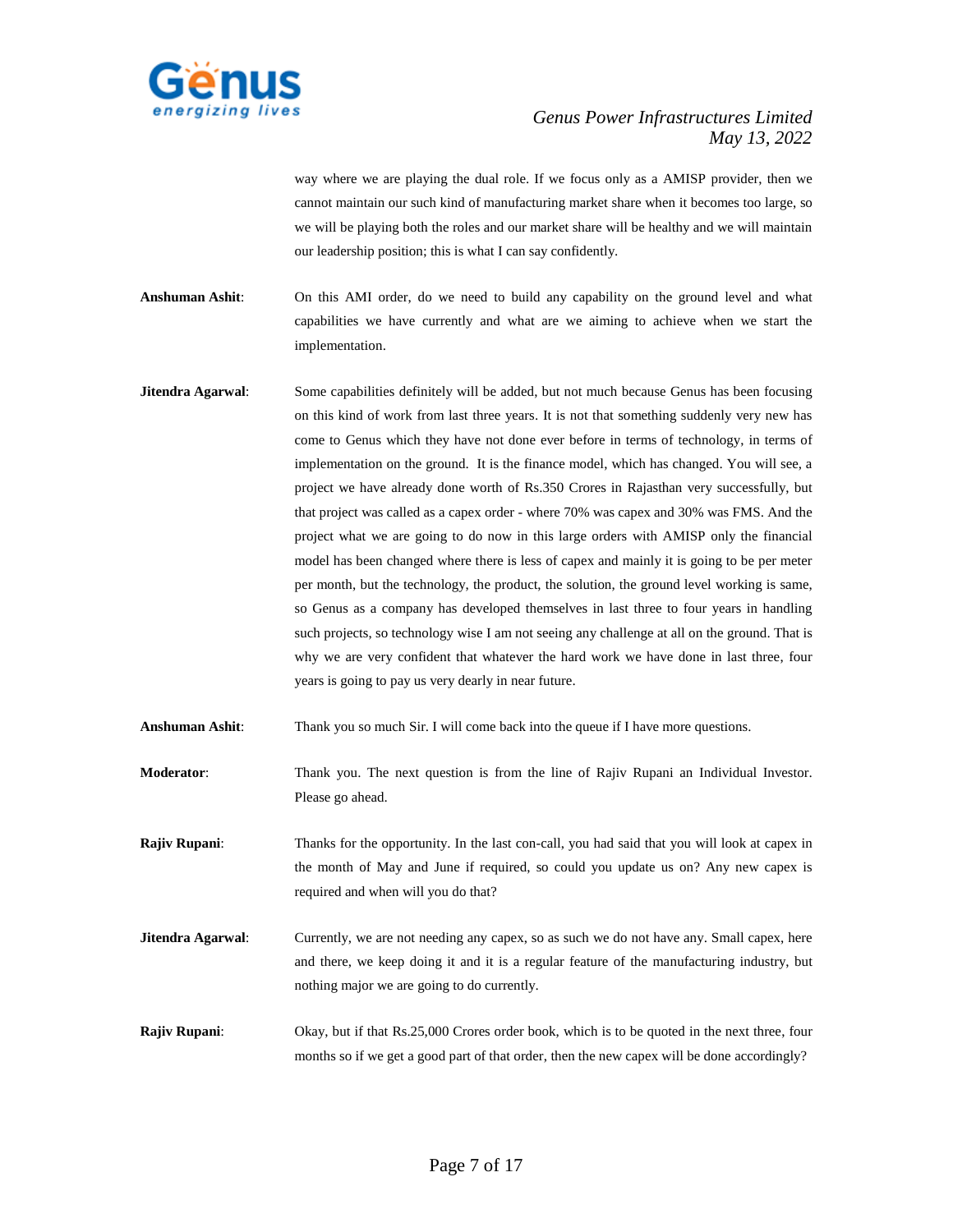way where we are playing the dual role. If we focus only as a AMISP provider, then we cannot maintain our such kind of manufacturing market share when it becomes too large, so we will be playing both the roles and our market share will be healthy and we will maintain our leadership position; this is what I can say confidently.

**Anshuman Ashit**: On this AMI order, do we need to build any capability on the ground level and what capabilities we have currently and what are we aiming to achieve when we start the implementation.

**Jitendra Agarwal**: Some capabilities definitely will be added, but not much because Genus has been focusing on this kind of work from last three years. It is not that something suddenly very new has come to Genus which they have not done ever before in terms of technology, in terms of implementation on the ground. It is the finance model, which has changed. You will see, a project we have already done worth of Rs.350 Crores in Rajasthan very successfully, but that project was called as a capex order - where 70% was capex and 30% was FMS. And the project what we are going to do now in this large orders with AMISP only the financial model has been changed where there is less of capex and mainly it is going to be per meter per month, but the technology, the product, the solution, the ground level working is same, so Genus as a company has developed themselves in last three to four years in handling such projects, so technology wise I am not seeing any challenge at all on the ground. That is why we are very confident that whatever the hard work we have done in last three, four years is going to pay us very dearly in near future.

**Anshuman Ashit**: Thank you so much Sir. I will come back into the queue if I have more questions.

**Moderator**: Thank you. The next question is from the line of Rajiv Rupani an Individual Investor. Please go ahead.

**Rajiv Rupani**: Thanks for the opportunity. In the last con-call, you had said that you will look at capex in the month of May and June if required, so could you update us on? Any new capex is required and when will you do that?

**Jitendra Agarwal**: Currently, we are not needing any capex, so as such we do not have any. Small capex, here and there, we keep doing it and it is a regular feature of the manufacturing industry, but nothing major we are going to do currently.

**Rajiv Rupani**: Okay, but if that Rs.25,000 Crores order book, which is to be quoted in the next three, four months so if we get a good part of that order, then the new capex will be done accordingly?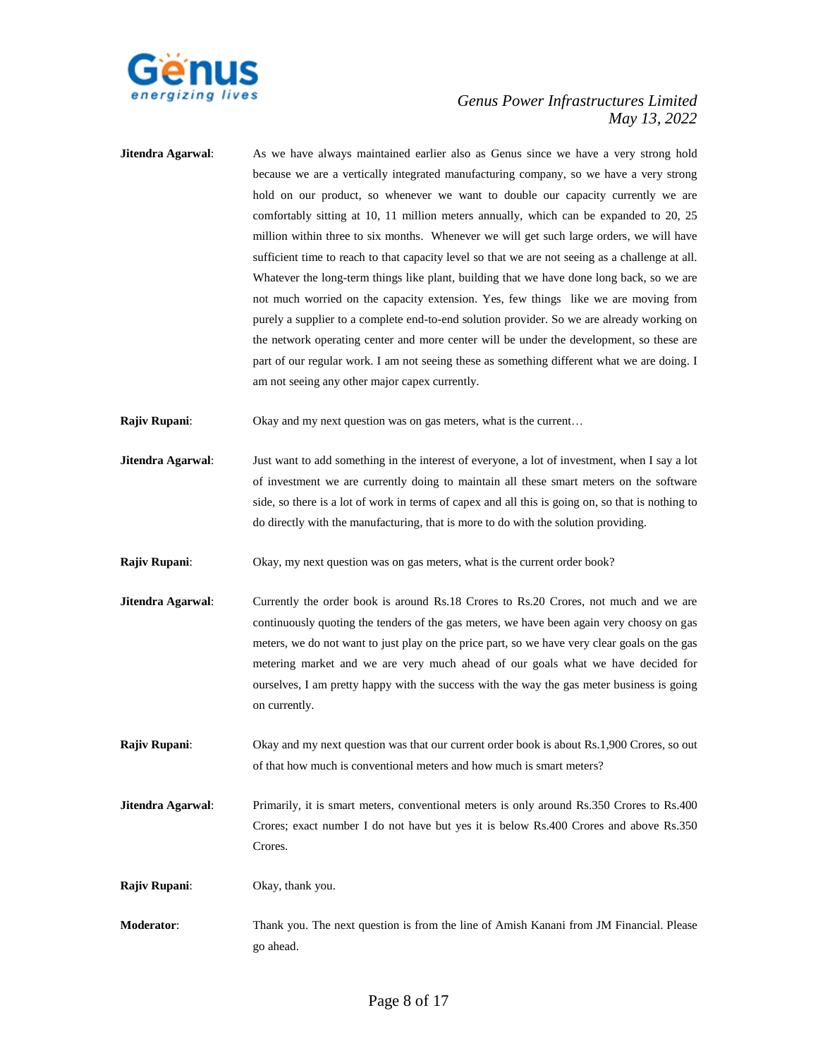**Jitendra Agarwal**: As we have always maintained earlier also as Genus since we have a very strong hold because we are a vertically integrated manufacturing company, so we have a very strong hold on our product, so whenever we want to double our capacity currently we are comfortably sitting at 10, 11 million meters annually, which can be expanded to 20, 25 million within three to six months. Whenever we will get such large orders, we will have sufficient time to reach to that capacity level so that we are not seeing as a challenge at all. Whatever the long-term things like plant, building that we have done long back, so we are not much worried on the capacity extension. Yes, few things like we are moving from purely a supplier to a complete end-to-end solution provider. So we are already working on the network operating center and more center will be under the development, so these are part of our regular work. I am not seeing these as something different what we are doing. I am not seeing any other major capex currently.

**Rajiv Rupani**: Okay and my next question was on gas meters, what is the current…

**Jitendra Agarwal**: Just want to add something in the interest of everyone, a lot of investment, when I say a lot of investment we are currently doing to maintain all these smart meters on the software side, so there is a lot of work in terms of capex and all this is going on, so that is nothing to do directly with the manufacturing, that is more to do with the solution providing.

**Rajiv Rupani**: Okay, my next question was on gas meters, what is the current order book?

**Jitendra Agarwal**: Currently the order book is around Rs.18 Crores to Rs.20 Crores, not much and we are continuously quoting the tenders of the gas meters, we have been again very choosy on gas meters, we do not want to just play on the price part, so we have very clear goals on the gas metering market and we are very much ahead of our goals what we have decided for ourselves, I am pretty happy with the success with the way the gas meter business is going on currently.

**Rajiv Rupani**: Okay and my next question was that our current order book is about Rs.1,900 Crores, so out of that how much is conventional meters and how much is smart meters?

**Jitendra Agarwal**: Primarily, it is smart meters, conventional meters is only around Rs.350 Crores to Rs.400 Crores; exact number I do not have but yes it is below Rs.400 Crores and above Rs.350 Crores.

**Rajiv Rupani**: Okay, thank you.

**Moderator**: Thank you. The next question is from the line of Amish Kanani from JM Financial. Please go ahead.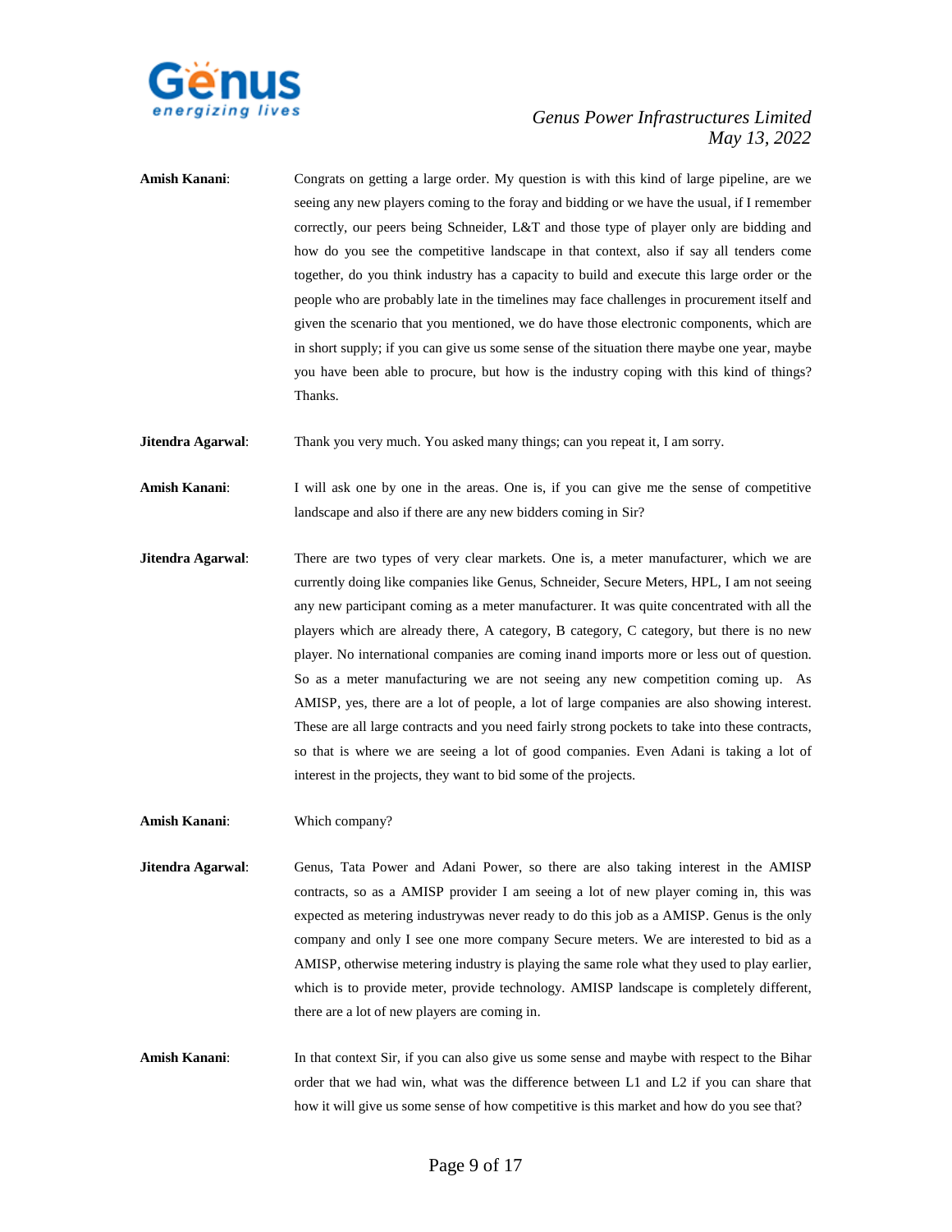**Amish Kanani**: Congrats on getting a large order. My question is with this kind of large pipeline, are we seeing any new players coming to the foray and bidding or we have the usual, if I remember correctly, our peers being Schneider, L&T and those type of player only are bidding and how do you see the competitive landscape in that context, also if say all tenders come together, do you think industry has a capacity to build and execute this large order or the people who are probably late in the timelines may face challenges in procurement itself and given the scenario that you mentioned, we do have those electronic components, which are in short supply; if you can give us some sense of the situation there maybe one year, maybe you have been able to procure, but how is the industry coping with this kind of things? Thanks.

**Jitendra Agarwal**: Thank you very much. You asked many things; can you repeat it, I am sorry.

**Amish Kanani**: I will ask one by one in the areas. One is, if you can give me the sense of competitive landscape and also if there are any new bidders coming in Sir?

**Jitendra Agarwal**: There are two types of very clear markets. One is, a meter manufacturer, which we are currently doing like companies like Genus, Schneider, Secure Meters, HPL, I am not seeing any new participant coming as a meter manufacturer. It was quite concentrated with all the players which are already there, A category, B category, C category, but there is no new player. No international companies are coming inand imports more or less out of question. So as a meter manufacturing we are not seeing any new competition coming up. As AMISP, yes, there are a lot of people, a lot of large companies are also showing interest. These are all large contracts and you need fairly strong pockets to take into these contracts, so that is where we are seeing a lot of good companies. Even Adani is taking a lot of interest in the projects, they want to bid some of the projects.

**Amish Kanani**: Which company?

**Jitendra Agarwal**: Genus, Tata Power and Adani Power, so there are also taking interest in the AMISP contracts, so as a AMISP provider I am seeing a lot of new player coming in, this was expected as metering industrywas never ready to do this job as a AMISP. Genus is the only company and only I see one more company Secure meters. We are interested to bid as a AMISP, otherwise metering industry is playing the same role what they used to play earlier, which is to provide meter, provide technology. AMISP landscape is completely different, there are a lot of new players are coming in.

**Amish Kanani**: In that context Sir, if you can also give us some sense and maybe with respect to the Bihar order that we had win, what was the difference between L1 and L2 if you can share that how it will give us some sense of how competitive is this market and how do you see that?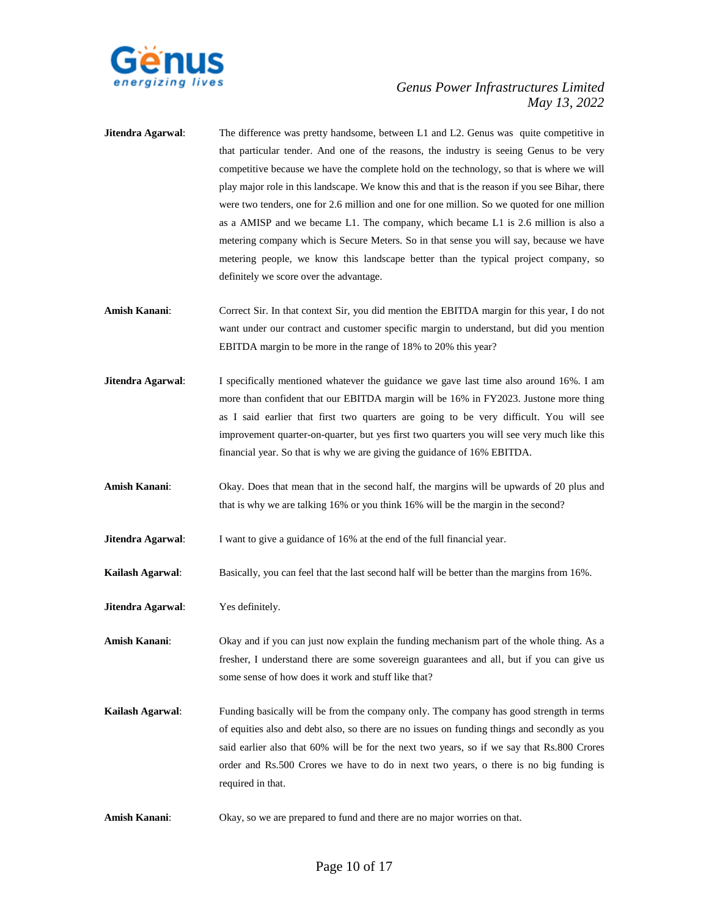**Jitendra Agarwal**: The difference was pretty handsome, between L1 and L2. Genus was quite competitive in that particular tender. And one of the reasons, the industry is seeing Genus to be very competitive because we have the complete hold on the technology, so that is where we will play major role in this landscape. We know this and that is the reason if you see Bihar, there were two tenders, one for 2.6 million and one for one million. So we quoted for one million as a AMISP and we became L1. The company, which became L1 is 2.6 million is also a metering company which is Secure Meters. So in that sense you will say, because we have metering people, we know this landscape better than the typical project company, so definitely we score over the advantage.

**Amish Kanani**: Correct Sir. In that context Sir, you did mention the EBITDA margin for this year, I do not want under our contract and customer specific margin to understand, but did you mention EBITDA margin to be more in the range of 18% to 20% this year?

**Jitendra Agarwal**: I specifically mentioned whatever the guidance we gave last time also around 16%. I am more than confident that our EBITDA margin will be 16% in FY2023. Justone more thing as I said earlier that first two quarters are going to be very difficult. You will see improvement quarter-on-quarter, but yes first two quarters you will see very much like this financial year. So that is why we are giving the guidance of 16% EBITDA.

**Amish Kanani**: Okay. Does that mean that in the second half, the margins will be upwards of 20 plus and that is why we are talking 16% or you think 16% will be the margin in the second?

**Jitendra Agarwal**: I want to give a guidance of 16% at the end of the full financial year.

**Kailash Agarwal**: Basically, you can feel that the last second half will be better than the margins from 16%.

**Jitendra Agarwal**: Yes definitely.

**Amish Kanani**: Okay and if you can just now explain the funding mechanism part of the whole thing. As a fresher, I understand there are some sovereign guarantees and all, but if you can give us some sense of how does it work and stuff like that?

**Kailash Agarwal**: Funding basically will be from the company only. The company has good strength in terms of equities also and debt also, so there are no issues on funding things and secondly as you said earlier also that 60% will be for the next two years, so if we say that Rs.800 Crores order and Rs.500 Crores we have to do in next two years, o there is no big funding is required in that.

**Amish Kanani**: Okay, so we are prepared to fund and there are no major worries on that.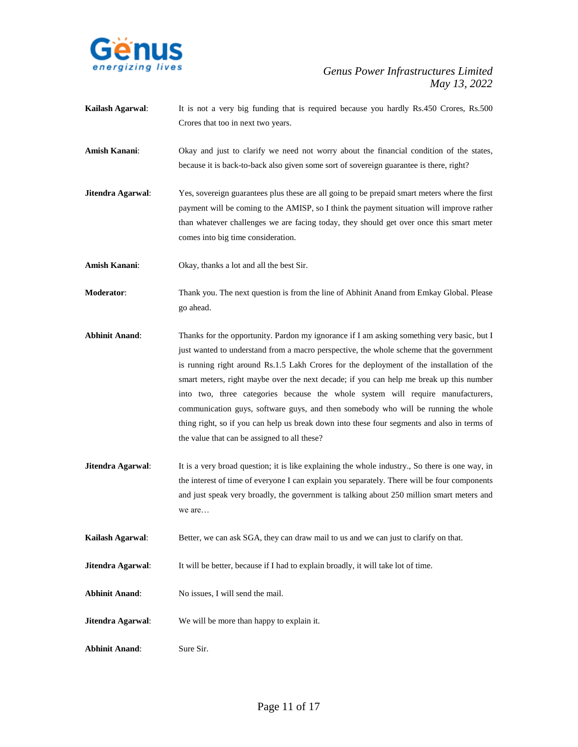**Kailash Agarwal**: It is not a very big funding that is required because you hardly Rs.450 Crores, Rs.500 Crores that too in next two years.

**Amish Kanani**: Okay and just to clarify we need not worry about the financial condition of the states, because it is back-to-back also given some sort of sovereign guarantee is there, right?

**Jitendra Agarwal**: Yes, sovereign guarantees plus these are all going to be prepaid smart meters where the first payment will be coming to the AMISP, so I think the payment situation will improve rather than whatever challenges we are facing today, they should get over once this smart meter comes into big time consideration.

**Amish Kanani**: Okay, thanks a lot and all the best Sir.

**Moderator**: Thank you. The next question is from the line of Abhinit Anand from Emkay Global. Please go ahead.

**Abhinit Anand**: Thanks for the opportunity. Pardon my ignorance if I am asking something very basic, but I just wanted to understand from a macro perspective, the whole scheme that the government is running right around Rs.1.5 Lakh Crores for the deployment of the installation of the smart meters, right maybe over the next decade; if you can help me break up this number into two, three categories because the whole system will require manufacturers, communication guys, software guys, and then somebody who will be running the whole thing right, so if you can help us break down into these four segments and also in terms of the value that can be assigned to all these?

**Jitendra Agarwal**: It is a very broad question; it is like explaining the whole industry., So there is one way, in the interest of time of everyone I can explain you separately. There will be four components and just speak very broadly, the government is talking about 250 million smart meters and we are…

**Kailash Agarwal**: Better, we can ask SGA, they can draw mail to us and we can just to clarify on that.

**Jitendra Agarwal**: It will be better, because if I had to explain broadly, it will take lot of time.

**Abhinit Anand**: No issues, I will send the mail.

**Jitendra Agarwal**: We will be more than happy to explain it.

**Abhinit Anand**: Sure Sir.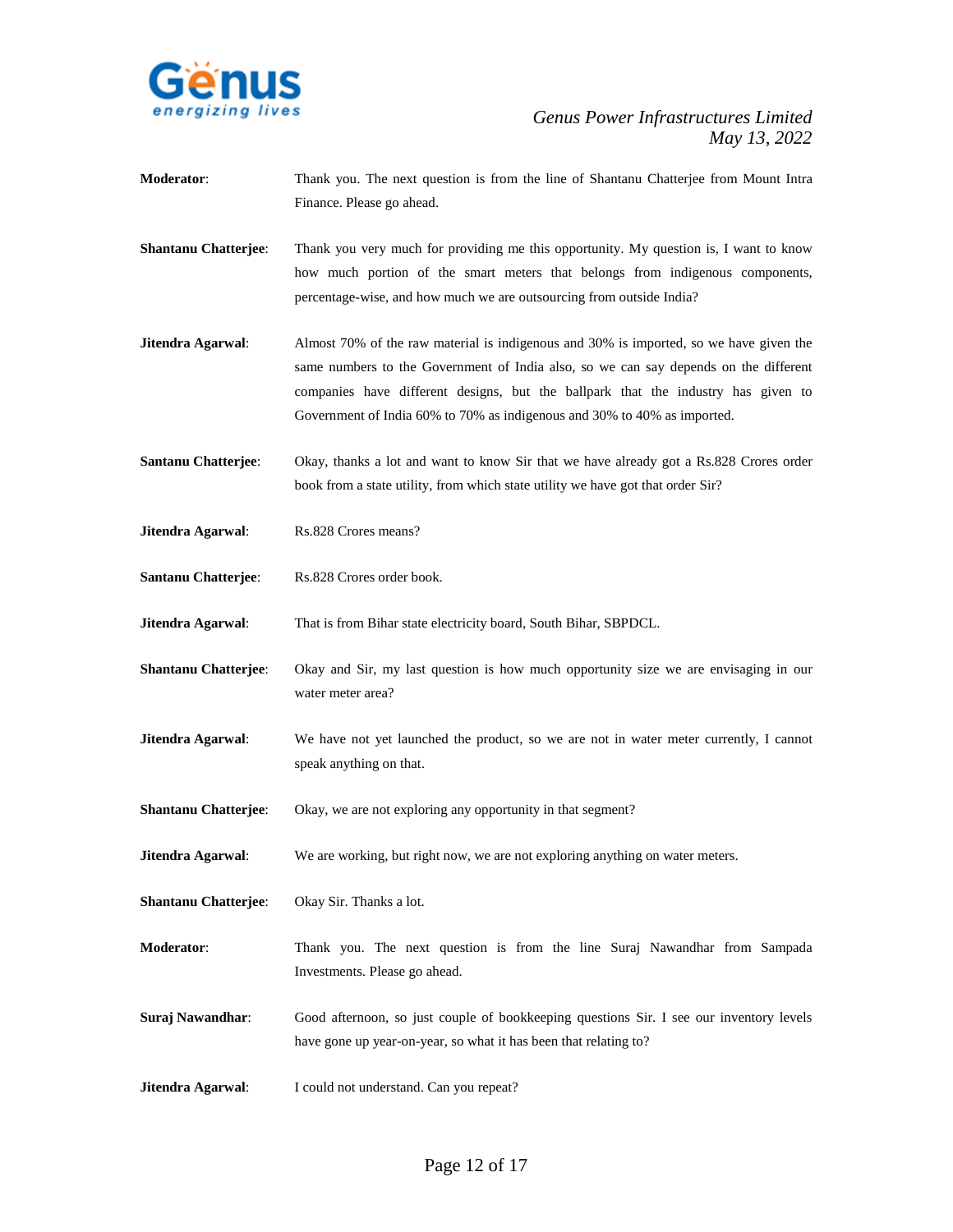**Moderator**: Thank you. The next question is from the line of Shantanu Chatterjee from Mount Intra Finance. Please go ahead.

**Shantanu Chatterjee**: Thank you very much for providing me this opportunity. My question is, I want to know how much portion of the smart meters that belongs from indigenous components, percentage-wise, and how much we are outsourcing from outside India?

**Jitendra Agarwal**: Almost 70% of the raw material is indigenous and 30% is imported, so we have given the same numbers to the Government of India also, so we can say depends on the different companies have different designs, but the ballpark that the industry has given to Government of India 60% to 70% as indigenous and 30% to 40% as imported.

**Santanu Chatterjee**: Okay, thanks a lot and want to know Sir that we have already got a Rs.828 Crores order book from a state utility, from which state utility we have got that order Sir?

**Jitendra Agarwal**: Rs.828 Crores means?

**Santanu Chatterjee**: Rs.828 Crores order book.

**Jitendra Agarwal**: That is from Bihar state electricity board, South Bihar, SBPDCL.

**Shantanu Chatterjee**: Okay and Sir, my last question is how much opportunity size we are envisaging in our water meter area?

**Jitendra Agarwal**: We have not yet launched the product, so we are not in water meter currently, I cannot speak anything on that.

**Shantanu Chatterjee**: Okay, we are not exploring any opportunity in that segment?

**Jitendra Agarwal**: We are working, but right now, we are not exploring anything on water meters.

**Shantanu Chatterjee**: Okay Sir. Thanks a lot.

**Moderator**: Thank you. The next question is from the line Suraj Nawandhar from Sampada Investments. Please go ahead.

**Suraj Nawandhar**: Good afternoon, so just couple of bookkeeping questions Sir. I see our inventory levels have gone up year-on-year, so what it has been that relating to?

**Jitendra Agarwal**: I could not understand. Can you repeat?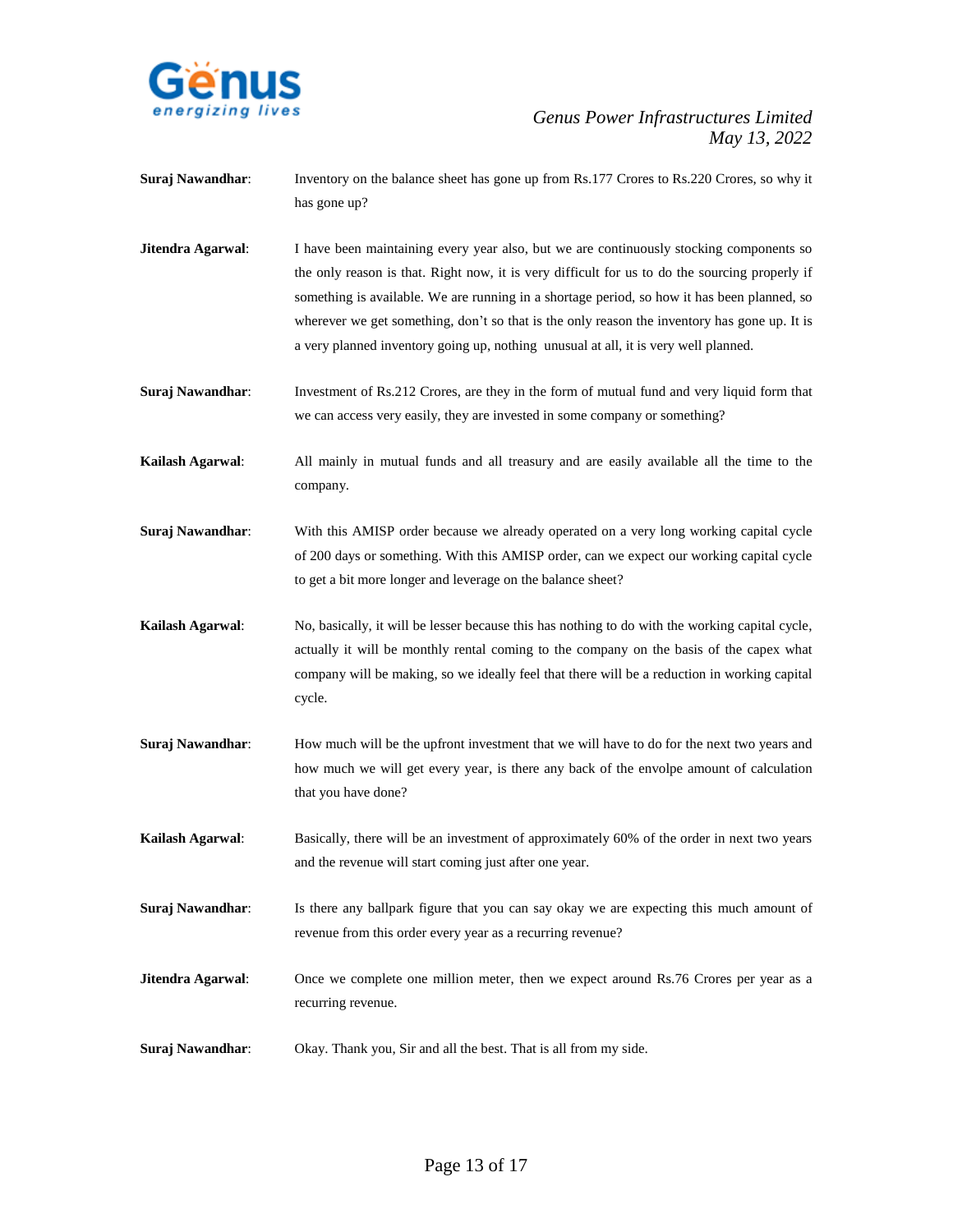**Suraj Nawandhar**: Inventory on the balance sheet has gone up from Rs.177 Crores to Rs.220 Crores, so why it has gone up?

**Jitendra Agarwal**: I have been maintaining every year also, but we are continuously stocking components so the only reason is that. Right now, it is very difficult for us to do the sourcing properly if something is available. We are running in a shortage period, so how it has been planned, so wherever we get something, don't so that is the only reason the inventory has gone up. It is a very planned inventory going up, nothing unusual at all, it is very well planned.

**Suraj Nawandhar**: Investment of Rs.212 Crores, are they in the form of mutual fund and very liquid form that we can access very easily, they are invested in some company or something?

**Kailash Agarwal**: All mainly in mutual funds and all treasury and are easily available all the time to the company.

**Suraj Nawandhar**: With this AMISP order because we already operated on a very long working capital cycle of 200 days or something. With this AMISP order, can we expect our working capital cycle to get a bit more longer and leverage on the balance sheet?

**Kailash Agarwal**: No, basically, it will be lesser because this has nothing to do with the working capital cycle, actually it will be monthly rental coming to the company on the basis of the capex what company will be making, so we ideally feel that there will be a reduction in working capital cycle.

**Suraj Nawandhar**: How much will be the upfront investment that we will have to do for the next two years and how much we will get every year, is there any back of the envolpe amount of calculation that you have done?

**Kailash Agarwal**: Basically, there will be an investment of approximately 60% of the order in next two years and the revenue will start coming just after one year.

**Suraj Nawandhar**: Is there any ballpark figure that you can say okay we are expecting this much amount of revenue from this order every year as a recurring revenue?

**Jitendra Agarwal**: Once we complete one million meter, then we expect around Rs.76 Crores per year as a recurring revenue.

**Suraj Nawandhar**: Okay. Thank you, Sir and all the best. That is all from my side.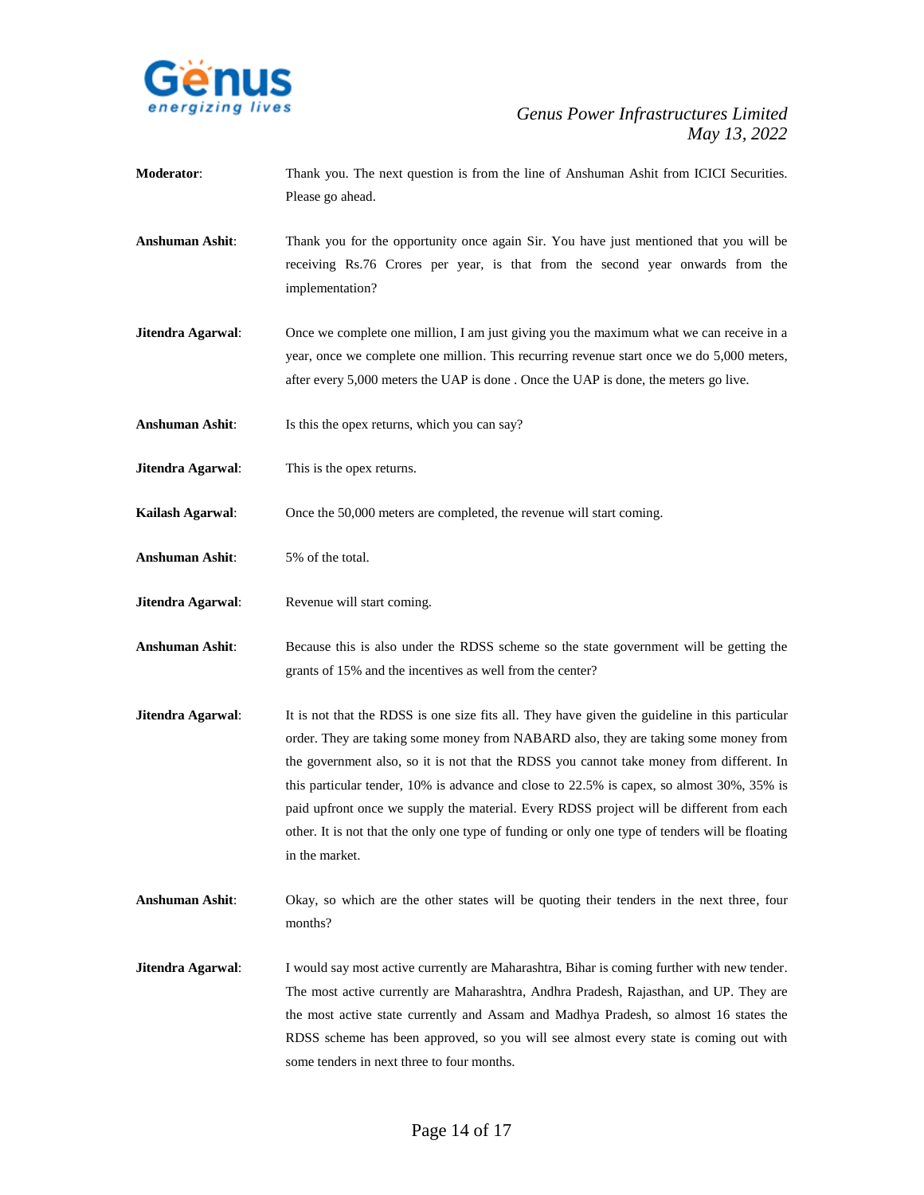**Moderator**: Thank you. The next question is from the line of Anshuman Ashit from ICICI Securities. Please go ahead.

**Anshuman Ashit**: Thank you for the opportunity once again Sir. You have just mentioned that you will be receiving Rs.76 Crores per year, is that from the second year onwards from the implementation?

**Jitendra Agarwal**: Once we complete one million, I am just giving you the maximum what we can receive in a year, once we complete one million. This recurring revenue start once we do 5,000 meters, after every 5,000 meters the UAP is done . Once the UAP is done, the meters go live.

**Anshuman Ashit**: Is this the opex returns, which you can say?

**Jitendra Agarwal**: This is the opex returns.

**Kailash Agarwal**: Once the 50,000 meters are completed, the revenue will start coming.

**Anshuman Ashit**: 5% of the total.

**Jitendra Agarwal**: Revenue will start coming.

**Anshuman Ashit**: Because this is also under the RDSS scheme so the state government will be getting the grants of 15% and the incentives as well from the center?

**Jitendra Agarwal**: It is not that the RDSS is one size fits all. They have given the guideline in this particular order. They are taking some money from NABARD also, they are taking some money from the government also, so it is not that the RDSS you cannot take money from different. In this particular tender, 10% is advance and close to 22.5% is capex, so almost 30%, 35% is paid upfront once we supply the material. Every RDSS project will be different from each other. It is not that the only one type of funding or only one type of tenders will be floating in the market.

**Anshuman Ashit**: Okay, so which are the other states will be quoting their tenders in the next three, four months?

**Jitendra Agarwal**: I would say most active currently are Maharashtra, Bihar is coming further with new tender. The most active currently are Maharashtra, Andhra Pradesh, Rajasthan, and UP. They are the most active state currently and Assam and Madhya Pradesh, so almost 16 states the RDSS scheme has been approved, so you will see almost every state is coming out with some tenders in next three to four months.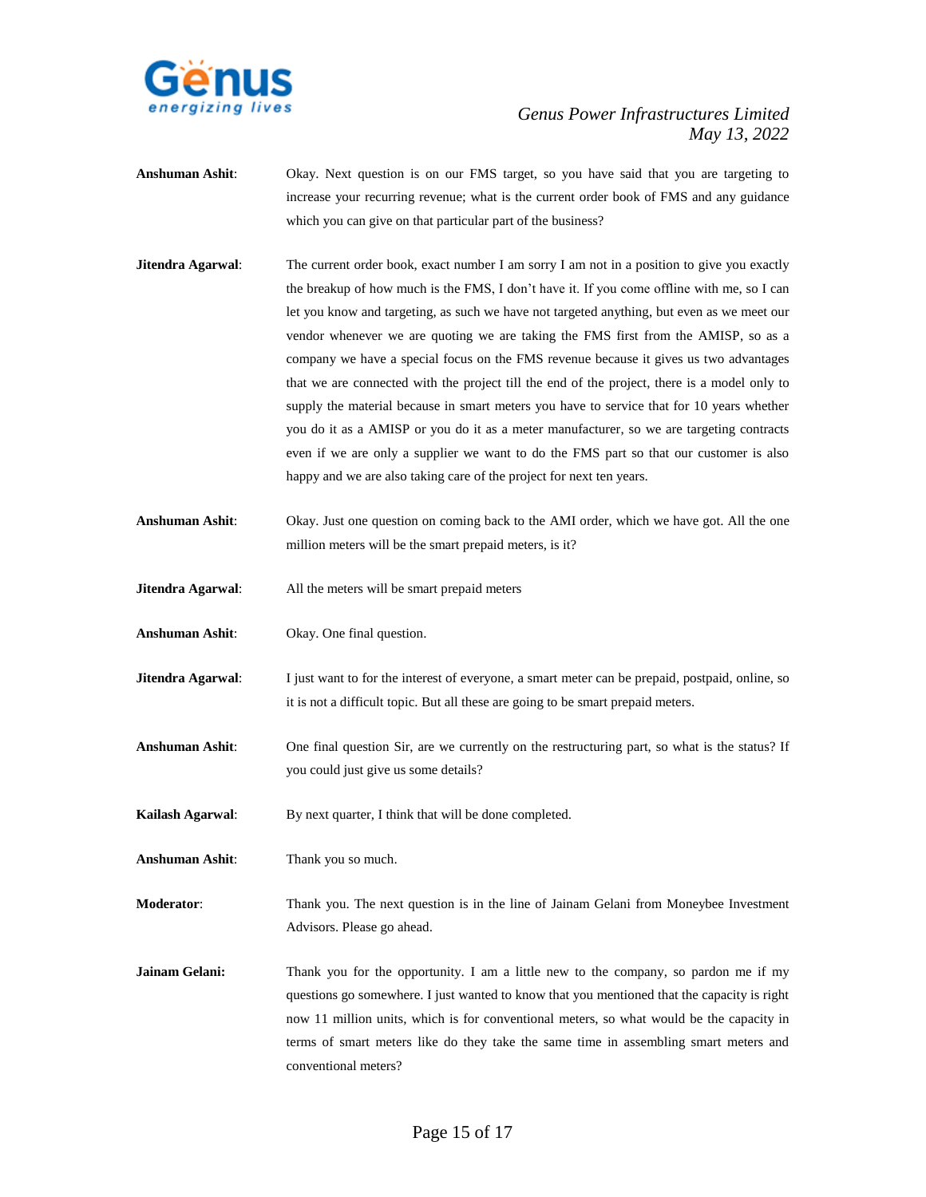**Anshuman Ashit**: Okay. Next question is on our FMS target, so you have said that you are targeting to increase your recurring revenue; what is the current order book of FMS and any guidance which you can give on that particular part of the business?

**Jitendra Agarwal**: The current order book, exact number I am sorry I am not in a position to give you exactly the breakup of how much is the FMS, I don't have it. If you come offline with me, so I can let you know and targeting, as such we have not targeted anything, but even as we meet our vendor whenever we are quoting we are taking the FMS first from the AMISP, so as a company we have a special focus on the FMS revenue because it gives us two advantages that we are connected with the project till the end of the project, there is a model only to supply the material because in smart meters you have to service that for 10 years whether you do it as a AMISP or you do it as a meter manufacturer, so we are targeting contracts even if we are only a supplier we want to do the FMS part so that our customer is also happy and we are also taking care of the project for next ten years.

**Anshuman Ashit**: Okay. Just one question on coming back to the AMI order, which we have got. All the one million meters will be the smart prepaid meters, is it?

**Jitendra Agarwal**: All the meters will be smart prepaid meters

**Anshuman Ashit**: Okay. One final question.

**Jitendra Agarwal**: I just want to for the interest of everyone, a smart meter can be prepaid, postpaid, online, so it is not a difficult topic. But all these are going to be smart prepaid meters.

**Anshuman Ashit**: One final question Sir, are we currently on the restructuring part, so what is the status? If you could just give us some details?

**Kailash Agarwal**: By next quarter, I think that will be done completed.

**Anshuman Ashit**: Thank you so much.

**Moderator**: Thank you. The next question is in the line of Jainam Gelani from Moneybee Investment Advisors. Please go ahead.

**Jainam Gelani:** Thank you for the opportunity. I am a little new to the company, so pardon me if my questions go somewhere. I just wanted to know that you mentioned that the capacity is right now 11 million units, which is for conventional meters, so what would be the capacity in terms of smart meters like do they take the same time in assembling smart meters and conventional meters?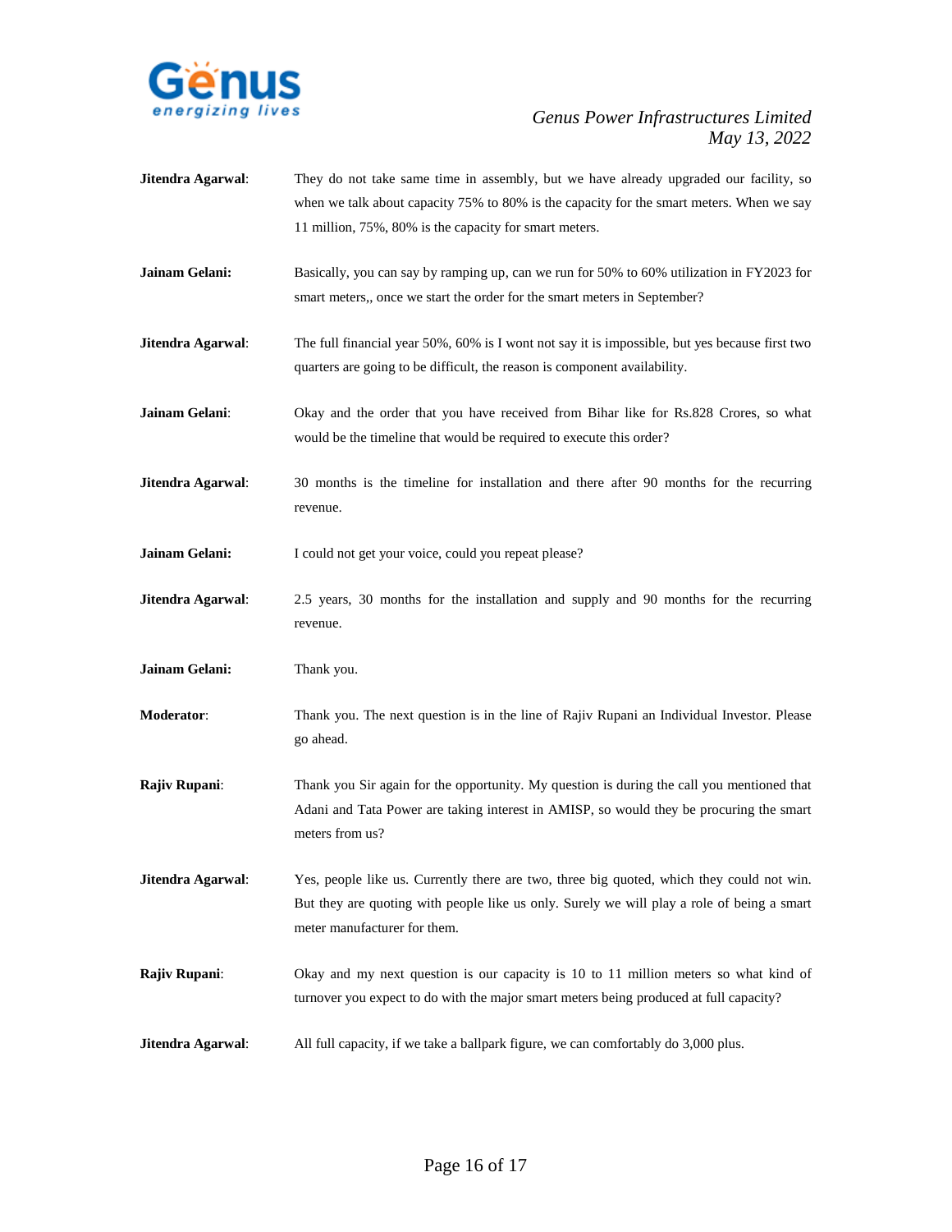**Jitendra Agarwal**: They do not take same time in assembly, but we have already upgraded our facility, so when we talk about capacity 75% to 80% is the capacity for the smart meters. When we say 11 million, 75%, 80% is the capacity for smart meters.

**Jainam Gelani:** Basically, you can say by ramping up, can we run for 50% to 60% utilization in FY2023 for smart meters,, once we start the order for the smart meters in September?

**Jitendra Agarwal**: The full financial year 50%, 60% is I wont not say it is impossible, but yes because first two quarters are going to be difficult, the reason is component availability.

**Jainam Gelani**: Okay and the order that you have received from Bihar like for Rs.828 Crores, so what would be the timeline that would be required to execute this order?

**Jitendra Agarwal**: 30 months is the timeline for installation and there after 90 months for the recurring revenue.

**Jainam Gelani:** I could not get your voice, could you repeat please?

**Jitendra Agarwal**: 2.5 years, 30 months for the installation and supply and 90 months for the recurring revenue.

**Jainam Gelani:** Thank you.

**Moderator**: Thank you. The next question is in the line of Rajiv Rupani an Individual Investor. Please go ahead.

**Rajiv Rupani**: Thank you Sir again for the opportunity. My question is during the call you mentioned that Adani and Tata Power are taking interest in AMISP, so would they be procuring the smart meters from us?

**Jitendra Agarwal**: Yes, people like us. Currently there are two, three big quoted, which they could not win. But they are quoting with people like us only. Surely we will play a role of being a smart meter manufacturer for them.

**Rajiv Rupani**: Okay and my next question is our capacity is 10 to 11 million meters so what kind of turnover you expect to do with the major smart meters being produced at full capacity?

**Jitendra Agarwal**: All full capacity, if we take a ballpark figure, we can comfortably do 3,000 plus.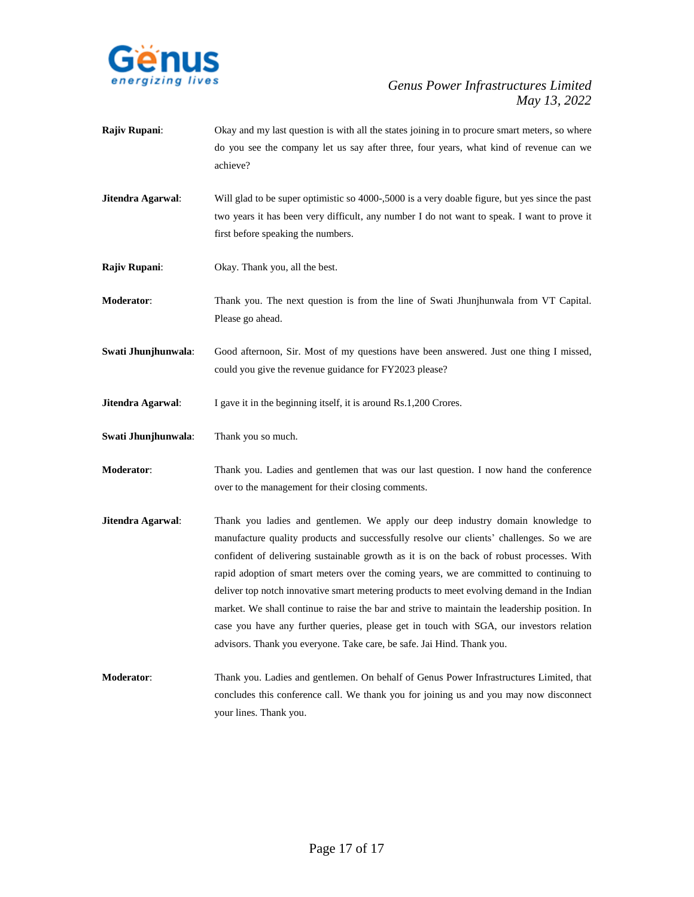**Rajiv Rupani**: Okay and my last question is with all the states joining in to procure smart meters, so where do you see the company let us say after three, four years, what kind of revenue can we achieve?

**Jitendra Agarwal**: Will glad to be super optimistic so 4000-,5000 is a very doable figure, but yes since the past two years it has been very difficult, any number I do not want to speak. I want to prove it first before speaking the numbers.

**Rajiv Rupani**: Okay. Thank you, all the best.

**Moderator**: Thank you. The next question is from the line of Swati Jhunjhunwala from VT Capital. Please go ahead.

**Swati Jhunjhunwala**: Good afternoon, Sir. Most of my questions have been answered. Just one thing I missed, could you give the revenue guidance for FY2023 please?

**Jitendra Agarwal**: I gave it in the beginning itself, it is around Rs.1,200 Crores.

**Swati Jhunjhunwala**: Thank you so much.

**Moderator**: Thank you. Ladies and gentlemen that was our last question. I now hand the conference over to the management for their closing comments.

**Jitendra Agarwal**: Thank you ladies and gentlemen. We apply our deep industry domain knowledge to manufacture quality products and successfully resolve our clients' challenges. So we are confident of delivering sustainable growth as it is on the back of robust processes. With rapid adoption of smart meters over the coming years, we are committed to continuing to deliver top notch innovative smart metering products to meet evolving demand in the Indian market. We shall continue to raise the bar and strive to maintain the leadership position. In case you have any further queries, please get in touch with SGA, our investors relation advisors. Thank you everyone. Take care, be safe. Jai Hind. Thank you.

**Moderator**: Thank you. Ladies and gentlemen. On behalf of Genus Power Infrastructures Limited, that concludes this conference call. We thank you for joining us and you may now disconnect your lines. Thank you.